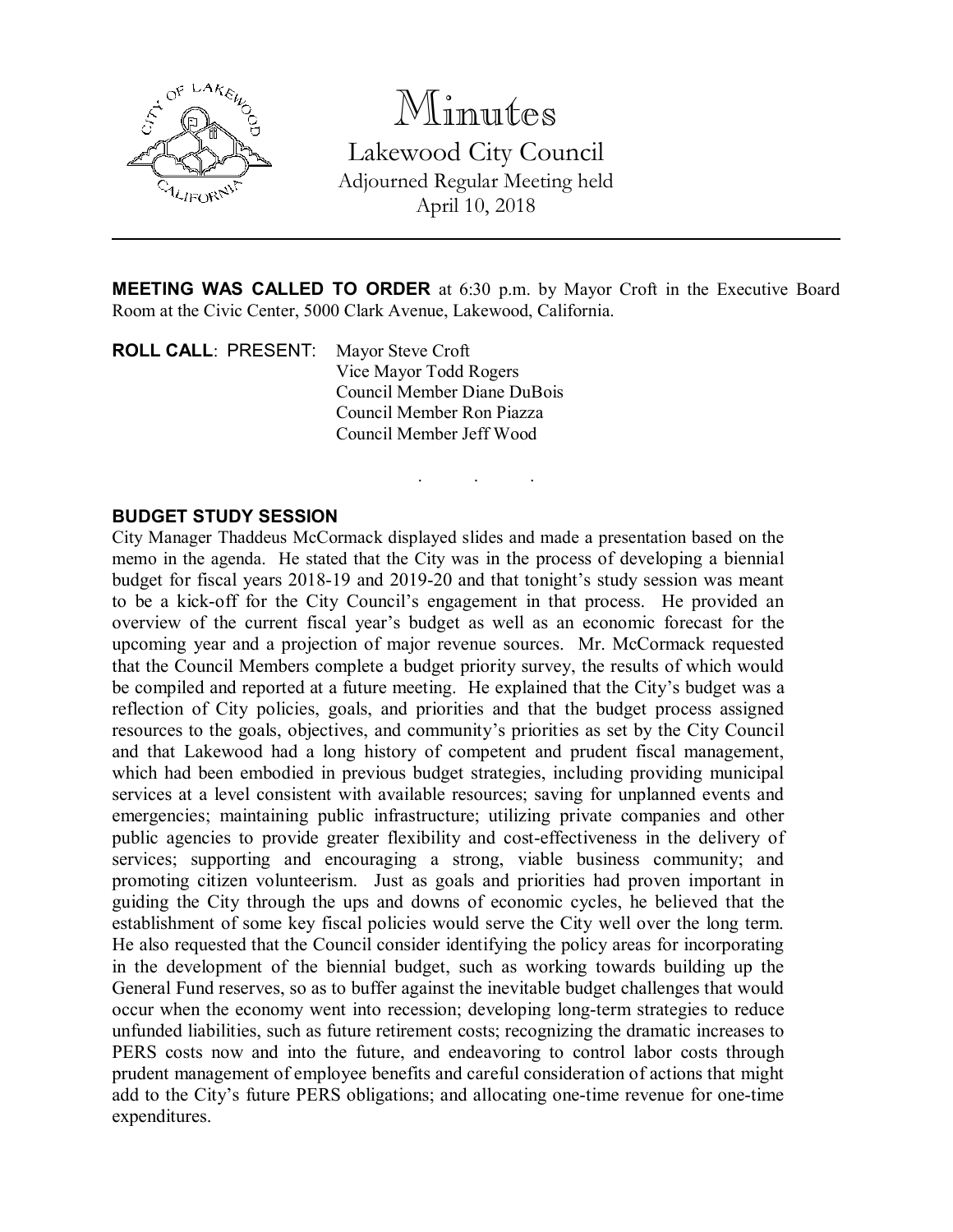# Minutes

## Lakewood City Council

Adjourned Regular Meeting held
April 10, 2018

---

**MEETING WAS CALLED TO ORDER** at 6:30 p.m. by Mayor Croft in the Executive Board Room at the Civic Center, 5000 Clark Avenue, Lakewood, California.

**ROLL CALL**: PRESENT: Mayor Steve Croft
Vice Mayor Todd Rogers
Council Member Diane DuBois
Council Member Ron Piazza
Council Member Jeff Wood

. . .

**BUDGET STUDY SESSION**

City Manager Thaddeus McCormack displayed slides and made a presentation based on the memo in the agenda. He stated that the City was in the process of developing a biennial budget for fiscal years 2018-19 and 2019-20 and that tonight's study session was meant to be a kick-off for the City Council's engagement in that process. He provided an overview of the current fiscal year's budget as well as an economic forecast for the upcoming year and a projection of major revenue sources. Mr. McCormack requested that the Council Members complete a budget priority survey, the results of which would be compiled and reported at a future meeting. He explained that the City's budget was a reflection of City policies, goals, and priorities and that the budget process assigned resources to the goals, objectives, and community's priorities as set by the City Council and that Lakewood had a long history of competent and prudent fiscal management, which had been embodied in previous budget strategies, including providing municipal services at a level consistent with available resources; saving for unplanned events and emergencies; maintaining public infrastructure; utilizing private companies and other public agencies to provide greater flexibility and cost-effectiveness in the delivery of services; supporting and encouraging a strong, viable business community; and promoting citizen volunteerism. Just as goals and priorities had proven important in guiding the City through the ups and downs of economic cycles, he believed that the establishment of some key fiscal policies would serve the City well over the long term. He also requested that the Council consider identifying the policy areas for incorporating in the development of the biennial budget, such as working towards building up the General Fund reserves, so as to buffer against the inevitable budget challenges that would occur when the economy went into recession; developing long-term strategies to reduce unfunded liabilities, such as future retirement costs; recognizing the dramatic increases to PERS costs now and into the future, and endeavoring to control labor costs through prudent management of employee benefits and careful consideration of actions that might add to the City's future PERS obligations; and allocating one-time revenue for one-time expenditures.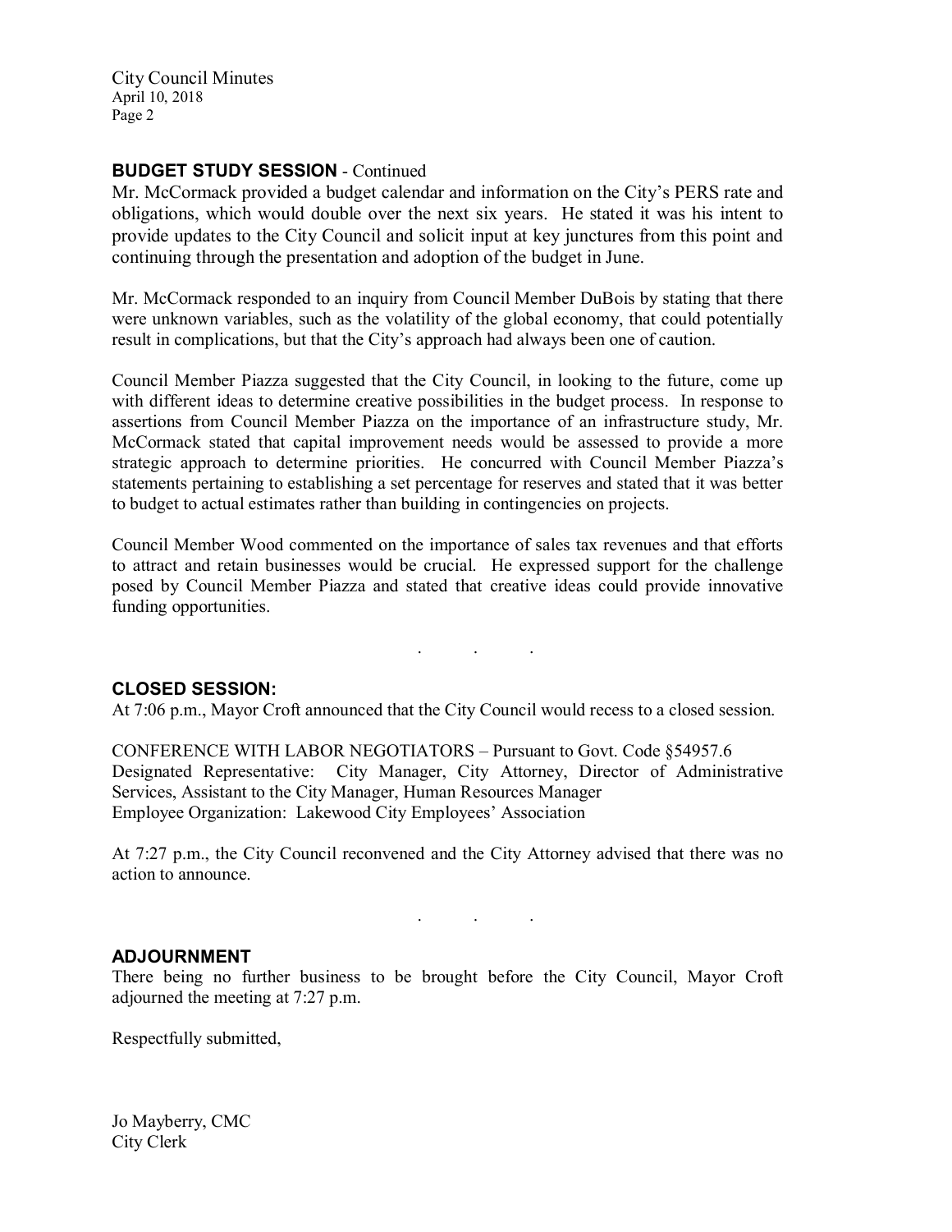## BUDGET STUDY SESSION - Continued

Mr. McCormack provided a budget calendar and information on the City's PERS rate and obligations, which would double over the next six years. He stated it was his intent to provide updates to the City Council and solicit input at key junctures from this point and continuing through the presentation and adoption of the budget in June.

Mr. McCormack responded to an inquiry from Council Member DuBois by stating that there were unknown variables, such as the volatility of the global economy, that could potentially result in complications, but that the City's approach had always been one of caution.

Council Member Piazza suggested that the City Council, in looking to the future, come up with different ideas to determine creative possibilities in the budget process. In response to assertions from Council Member Piazza on the importance of an infrastructure study, Mr. McCormack stated that capital improvement needs would be assessed to provide a more strategic approach to determine priorities. He concurred with Council Member Piazza's statements pertaining to establishing a set percentage for reserves and stated that it was better to budget to actual estimates rather than building in contingencies on projects.

Council Member Wood commented on the importance of sales tax revenues and that efforts to attract and retain businesses would be crucial. He expressed support for the challenge posed by Council Member Piazza and stated that creative ideas could provide innovative funding opportunities.

. . .

## CLOSED SESSION:

At 7:06 p.m., Mayor Croft announced that the City Council would recess to a closed session.

CONFERENCE WITH LABOR NEGOTIATORS – Pursuant to Govt. Code §54957.6
Designated Representative: City Manager, City Attorney, Director of Administrative Services, Assistant to the City Manager, Human Resources Manager
Employee Organization: Lakewood City Employees' Association

At 7:27 p.m., the City Council reconvened and the City Attorney advised that there was no action to announce.

. . .

## ADJOURNMENT

There being no further business to be brought before the City Council, Mayor Croft adjourned the meeting at 7:27 p.m.

Respectfully submitted,

Jo Mayberry, CMC
City Clerk